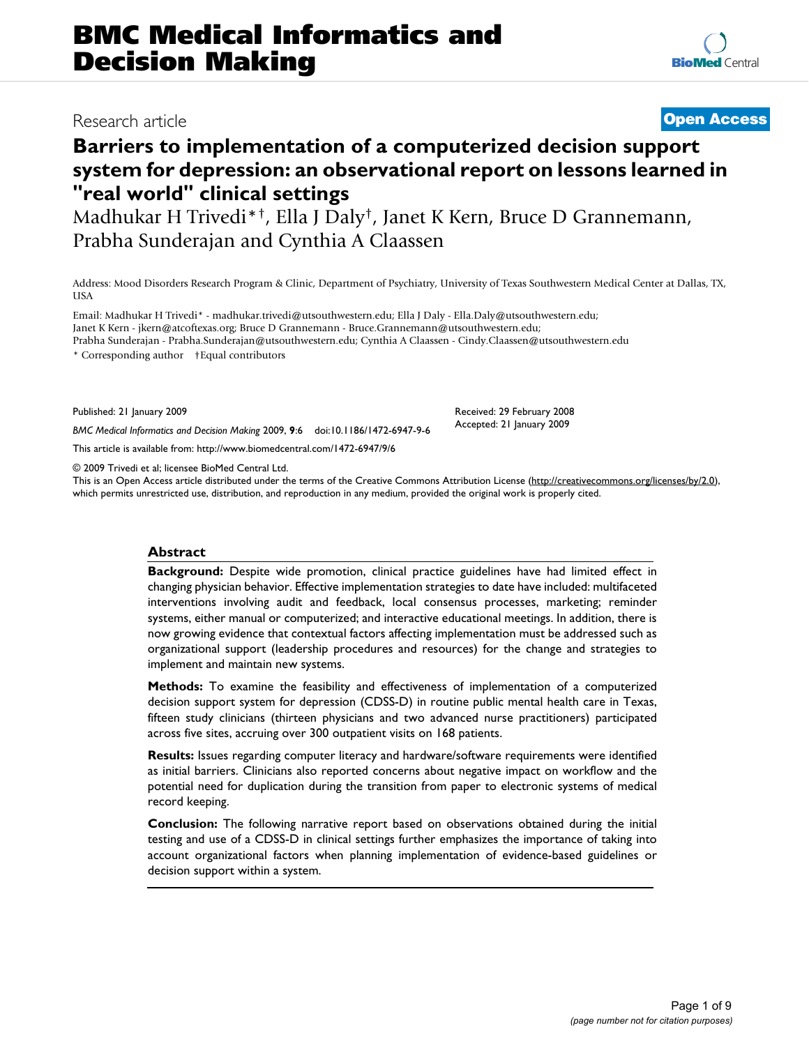# BMC Medical Informatics and Decision Making

Research article

**Open Access**

# Barriers to implementation of a computerized decision support system for depression: an observational report on lessons learned in "real world" clinical settings

Madhukar H Trivedi*[†], Ella J Daly[†], Janet K Kern, Bruce D Grannemann, Prabha Sunderajan and Cynthia A Claassen

Address: Mood Disorders Research Program & Clinic, Department of Psychiatry, University of Texas Southwestern Medical Center at Dallas, TX, USA

Email: Madhukar H Trivedi* - madhukar.trivedi@utsouthwestern.edu; Ella J Daly - Ella.Daly@utsouthwestern.edu; Janet K Kern - jkern@atcoftexas.org; Bruce D Grannemann - Bruce.Grannemann@utsouthwestern.edu; Prabha Sunderajan - Prabha.Sunderajan@utsouthwestern.edu; Cynthia A Claassen - Cindy.Claassen@utsouthwestern.edu

\* Corresponding author †Equal contributors

Published: 21 January 2009

*BMC Medical Informatics and Decision Making* 2009, **9**:6 doi:10.1186/1472-6947-9-6

Received: 29 February 2008
Accepted: 21 January 2009

This article is available from: http://www.biomedcentral.com/1472-6947/9/6

© 2009 Trivedi et al; licensee BioMed Central Ltd.

This is an Open Access article distributed under the terms of the Creative Commons Attribution License (http://creativecommons.org/licenses/by/2.0), which permits unrestricted use, distribution, and reproduction in any medium, provided the original work is properly cited.

## Abstract

**Background:** Despite wide promotion, clinical practice guidelines have had limited effect in changing physician behavior. Effective implementation strategies to date have included: multifaceted interventions involving audit and feedback, local consensus processes, marketing; reminder systems, either manual or computerized; and interactive educational meetings. In addition, there is now growing evidence that contextual factors affecting implementation must be addressed such as organizational support (leadership procedures and resources) for the change and strategies to implement and maintain new systems.

**Methods:** To examine the feasibility and effectiveness of implementation of a computerized decision support system for depression (CDSS-D) in routine public mental health care in Texas, fifteen study clinicians (thirteen physicians and two advanced nurse practitioners) participated across five sites, accruing over 300 outpatient visits on 168 patients.

**Results:** Issues regarding computer literacy and hardware/software requirements were identified as initial barriers. Clinicians also reported concerns about negative impact on workflow and the potential need for duplication during the transition from paper to electronic systems of medical record keeping.

**Conclusion:** The following narrative report based on observations obtained during the initial testing and use of a CDSS-D in clinical settings further emphasizes the importance of taking into account organizational factors when planning implementation of evidence-based guidelines or decision support within a system.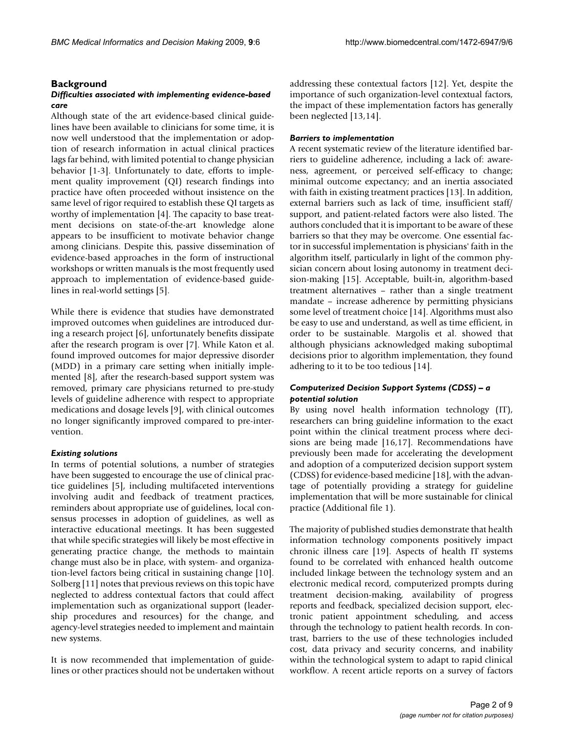## Background

### *Difficulties associated with implementing evidence-based care*

Although state of the art evidence-based clinical guidelines have been available to clinicians for some time, it is now well understood that the implementation or adoption of research information in actual clinical practices lags far behind, with limited potential to change physician behavior [1-3]. Unfortunately to date, efforts to implement quality improvement (QI) research findings into practice have often proceeded without insistence on the same level of rigor required to establish these QI targets as worthy of implementation [4]. The capacity to base treatment decisions on state-of-the-art knowledge alone appears to be insufficient to motivate behavior change among clinicians. Despite this, passive dissemination of evidence-based approaches in the form of instructional workshops or written manuals is the most frequently used approach to implementation of evidence-based guidelines in real-world settings [5].

While there is evidence that studies have demonstrated improved outcomes when guidelines are introduced during a research project [6], unfortunately benefits dissipate after the research program is over [7]. While Katon et al. found improved outcomes for major depressive disorder (MDD) in a primary care setting when initially implemented [8], after the research-based support system was removed, primary care physicians returned to pre-study levels of guideline adherence with respect to appropriate medications and dosage levels [9], with clinical outcomes no longer significantly improved compared to pre-intervention.

### *Existing solutions*

In terms of potential solutions, a number of strategies have been suggested to encourage the use of clinical practice guidelines [5], including multifaceted interventions involving audit and feedback of treatment practices, reminders about appropriate use of guidelines, local consensus processes in adoption of guidelines, as well as interactive educational meetings. It has been suggested that while specific strategies will likely be most effective in generating practice change, the methods to maintain change must also be in place, with system- and organization-level factors being critical in sustaining change [10]. Solberg [11] notes that previous reviews on this topic have neglected to address contextual factors that could affect implementation such as organizational support (leadership procedures and resources) for the change, and agency-level strategies needed to implement and maintain new systems.

It is now recommended that implementation of guidelines or other practices should not be undertaken without addressing these contextual factors [12]. Yet, despite the importance of such organization-level contextual factors, the impact of these implementation factors has generally been neglected [13,14].

### *Barriers to implementation*

A recent systematic review of the literature identified barriers to guideline adherence, including a lack of: awareness, agreement, or perceived self-efficacy to change; minimal outcome expectancy; and an inertia associated with faith in existing treatment practices [13]. In addition, external barriers such as lack of time, insufficient staff/support, and patient-related factors were also listed. The authors concluded that it is important to be aware of these barriers so that they may be overcome. One essential factor in successful implementation is physicians' faith in the algorithm itself, particularly in light of the common physician concern about losing autonomy in treatment decision-making [15]. Acceptable, built-in, algorithm-based treatment alternatives – rather than a single treatment mandate – increase adherence by permitting physicians some level of treatment choice [14]. Algorithms must also be easy to use and understand, as well as time efficient, in order to be sustainable. Margolis et al. showed that although physicians acknowledged making suboptimal decisions prior to algorithm implementation, they found adhering to it to be too tedious [14].

### *Computerized Decision Support Systems (CDSS) – a potential solution*

By using novel health information technology (IT), researchers can bring guideline information to the exact point within the clinical treatment process where decisions are being made [16,17]. Recommendations have previously been made for accelerating the development and adoption of a computerized decision support system (CDSS) for evidence-based medicine [18], with the advantage of potentially providing a strategy for guideline implementation that will be more sustainable for clinical practice (Additional file 1).

The majority of published studies demonstrate that health information technology components positively impact chronic illness care [19]. Aspects of health IT systems found to be correlated with enhanced health outcome included linkage between the technology system and an electronic medical record, computerized prompts during treatment decision-making, availability of progress reports and feedback, specialized decision support, electronic patient appointment scheduling, and access through the technology to patient health records. In contrast, barriers to the use of these technologies included cost, data privacy and security concerns, and inability within the technological system to adapt to rapid clinical workflow. A recent article reports on a survey of factors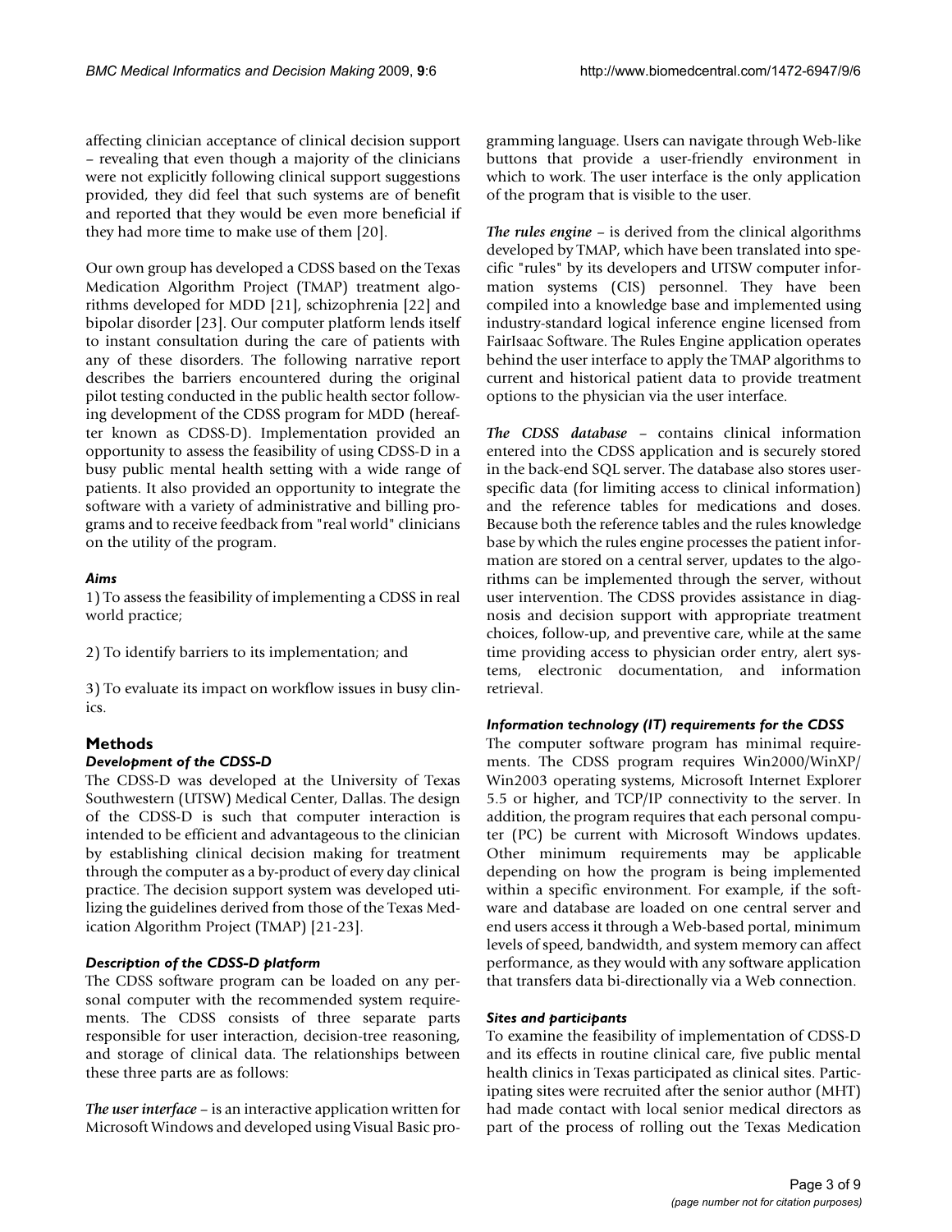affecting clinician acceptance of clinical decision support – revealing that even though a majority of the clinicians were not explicitly following clinical support suggestions provided, they did feel that such systems are of benefit and reported that they would be even more beneficial if they had more time to make use of them [20].

Our own group has developed a CDSS based on the Texas Medication Algorithm Project (TMAP) treatment algorithms developed for MDD [21], schizophrenia [22] and bipolar disorder [23]. Our computer platform lends itself to instant consultation during the care of patients with any of these disorders. The following narrative report describes the barriers encountered during the original pilot testing conducted in the public health sector following development of the CDSS program for MDD (hereafter known as CDSS-D). Implementation provided an opportunity to assess the feasibility of using CDSS-D in a busy public mental health setting with a wide range of patients. It also provided an opportunity to integrate the software with a variety of administrative and billing programs and to receive feedback from "real world" clinicians on the utility of the program.

### *Aims*

1) To assess the feasibility of implementing a CDSS in real world practice;

2) To identify barriers to its implementation; and

3) To evaluate its impact on workflow issues in busy clinics.

## Methods

### *Development of the CDSS-D*

The CDSS-D was developed at the University of Texas Southwestern (UTSW) Medical Center, Dallas. The design of the CDSS-D is such that computer interaction is intended to be efficient and advantageous to the clinician by establishing clinical decision making for treatment through the computer as a by-product of every day clinical practice. The decision support system was developed utilizing the guidelines derived from those of the Texas Medication Algorithm Project (TMAP) [21-23].

### *Description of the CDSS-D platform*

The CDSS software program can be loaded on any personal computer with the recommended system requirements. The CDSS consists of three separate parts responsible for user interaction, decision-tree reasoning, and storage of clinical data. The relationships between these three parts are as follows:

***The user interface*** – is an interactive application written for Microsoft Windows and developed using Visual Basic programming language. Users can navigate through Web-like buttons that provide a user-friendly environment in which to work. The user interface is the only application of the program that is visible to the user.

***The rules engine*** – is derived from the clinical algorithms developed by TMAP, which have been translated into specific "rules" by its developers and UTSW computer information systems (CIS) personnel. They have been compiled into a knowledge base and implemented using industry-standard logical inference engine licensed from FairIsaac Software. The Rules Engine application operates behind the user interface to apply the TMAP algorithms to current and historical patient data to provide treatment options to the physician via the user interface.

***The CDSS database*** – contains clinical information entered into the CDSS application and is securely stored in the back-end SQL server. The database also stores user-specific data (for limiting access to clinical information) and the reference tables for medications and doses. Because both the reference tables and the rules knowledge base by which the rules engine processes the patient information are stored on a central server, updates to the algorithms can be implemented through the server, without user intervention. The CDSS provides assistance in diagnosis and decision support with appropriate treatment choices, follow-up, and preventive care, while at the same time providing access to physician order entry, alert systems, electronic documentation, and information retrieval.

### *Information technology (IT) requirements for the CDSS*

The computer software program has minimal requirements. The CDSS program requires Win2000/WinXP/Win2003 operating systems, Microsoft Internet Explorer 5.5 or higher, and TCP/IP connectivity to the server. In addition, the program requires that each personal computer (PC) be current with Microsoft Windows updates. Other minimum requirements may be applicable depending on how the program is being implemented within a specific environment. For example, if the software and database are loaded on one central server and end users access it through a Web-based portal, minimum levels of speed, bandwidth, and system memory can affect performance, as they would with any software application that transfers data bi-directionally via a Web connection.

### *Sites and participants*

To examine the feasibility of implementation of CDSS-D and its effects in routine clinical care, five public mental health clinics in Texas participated as clinical sites. Participating sites were recruited after the senior author (MHT) had made contact with local senior medical directors as part of the process of rolling out the Texas Medication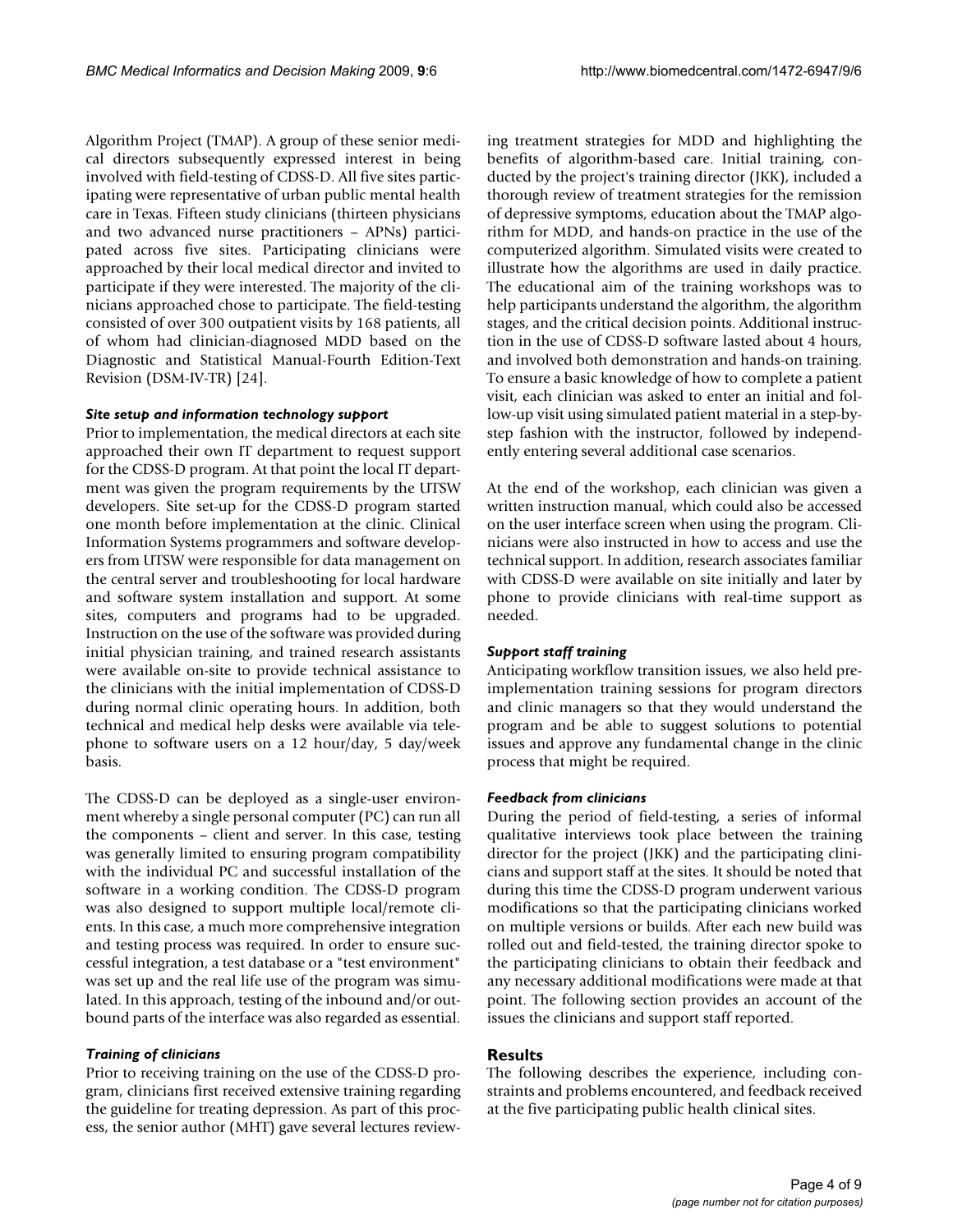Algorithm Project (TMAP). A group of these senior medical directors subsequently expressed interest in being involved with field-testing of CDSS-D. All five sites participating were representative of urban public mental health care in Texas. Fifteen study clinicians (thirteen physicians and two advanced nurse practitioners – APNs) participated across five sites. Participating clinicians were approached by their local medical director and invited to participate if they were interested. The majority of the clinicians approached chose to participate. The field-testing consisted of over 300 outpatient visits by 168 patients, all of whom had clinician-diagnosed MDD based on the Diagnostic and Statistical Manual-Fourth Edition-Text Revision (DSM-IV-TR) [24].

### *Site setup and information technology support*

Prior to implementation, the medical directors at each site approached their own IT department to request support for the CDSS-D program. At that point the local IT department was given the program requirements by the UTSW developers. Site set-up for the CDSS-D program started one month before implementation at the clinic. Clinical Information Systems programmers and software developers from UTSW were responsible for data management on the central server and troubleshooting for local hardware and software system installation and support. At some sites, computers and programs had to be upgraded. Instruction on the use of the software was provided during initial physician training, and trained research assistants were available on-site to provide technical assistance to the clinicians with the initial implementation of CDSS-D during normal clinic operating hours. In addition, both technical and medical help desks were available via telephone to software users on a 12 hour/day, 5 day/week basis.

The CDSS-D can be deployed as a single-user environment whereby a single personal computer (PC) can run all the components – client and server. In this case, testing was generally limited to ensuring program compatibility with the individual PC and successful installation of the software in a working condition. The CDSS-D program was also designed to support multiple local/remote clients. In this case, a much more comprehensive integration and testing process was required. In order to ensure successful integration, a test database or a "test environment" was set up and the real life use of the program was simulated. In this approach, testing of the inbound and/or outbound parts of the interface was also regarded as essential.

### *Training of clinicians*

Prior to receiving training on the use of the CDSS-D program, clinicians first received extensive training regarding the guideline for treating depression. As part of this process, the senior author (MHT) gave several lectures reviewing treatment strategies for MDD and highlighting the benefits of algorithm-based care. Initial training, conducted by the project's training director (JKK), included a thorough review of treatment strategies for the remission of depressive symptoms, education about the TMAP algorithm for MDD, and hands-on practice in the use of the computerized algorithm. Simulated visits were created to illustrate how the algorithms are used in daily practice. The educational aim of the training workshops was to help participants understand the algorithm, the algorithm stages, and the critical decision points. Additional instruction in the use of CDSS-D software lasted about 4 hours, and involved both demonstration and hands-on training. To ensure a basic knowledge of how to complete a patient visit, each clinician was asked to enter an initial and follow-up visit using simulated patient material in a step-by-step fashion with the instructor, followed by independently entering several additional case scenarios.

At the end of the workshop, each clinician was given a written instruction manual, which could also be accessed on the user interface screen when using the program. Clinicians were also instructed in how to access and use the technical support. In addition, research associates familiar with CDSS-D software were available on site initially and later by phone to provide clinicians with real-time support as needed.

### *Support staff training*

Anticipating workflow transition issues, we also held pre-implementation training sessions for program directors and clinic managers so that they would understand the program and be able to suggest solutions to potential issues and approve any fundamental change in the clinic process that might be required.

### *Feedback from clinicians*

During the period of field-testing, a series of informal qualitative interviews took place between the training director for the project (JKK) and the participating clinicians and support staff at the sites. It should be noted that during this time the CDSS-D program underwent various modifications so that the participating clinicians worked on multiple versions or builds. After each new build was rolled out and field-tested, the training director spoke to the participating clinicians to obtain their feedback and any necessary additional modifications were made at that point. The following section provides an account of the issues the clinicians and support staff reported.

## Results

The following describes the experience, including constraints and problems encountered, and feedback received at the five participating public health clinical sites.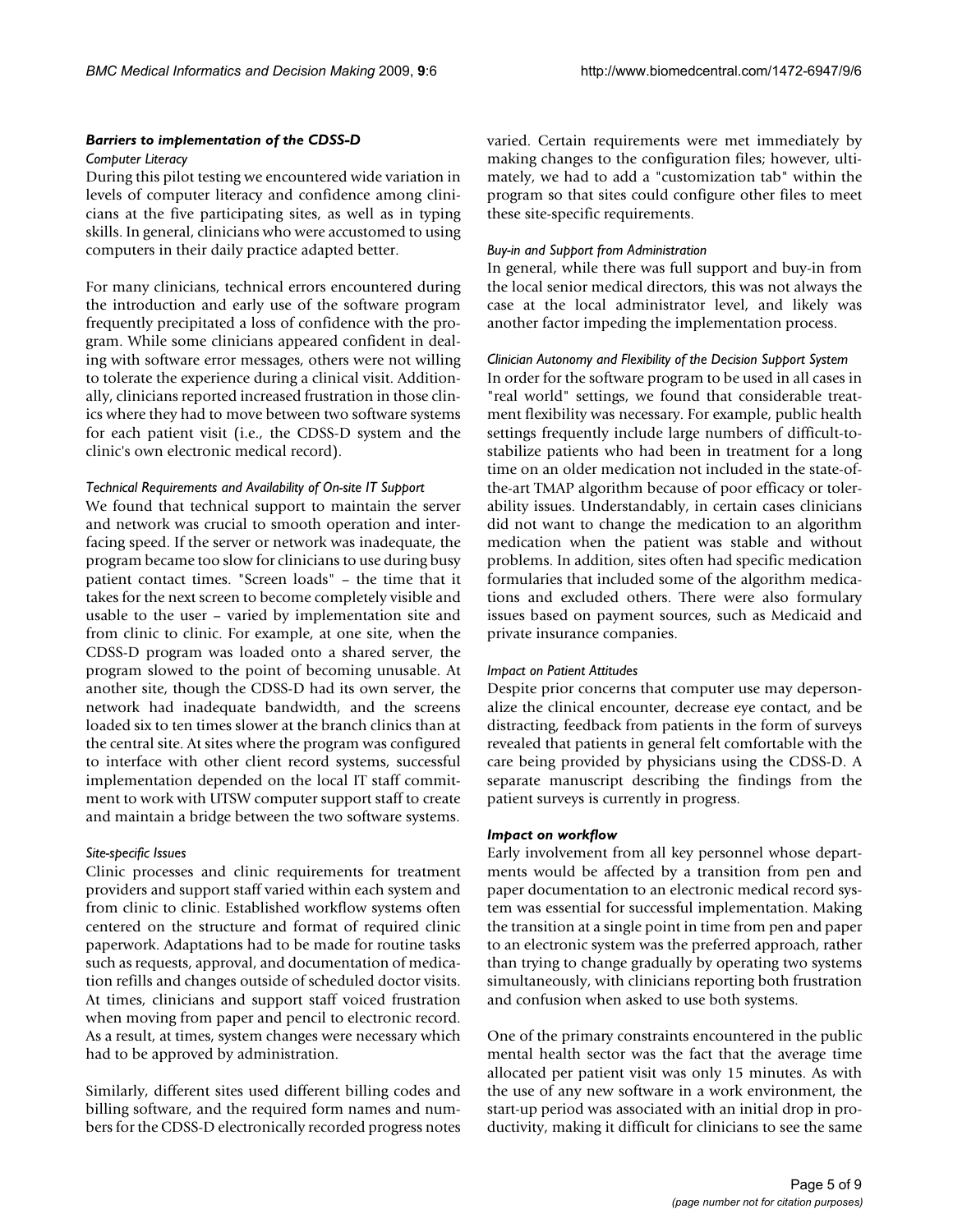### *Barriers to implementation of the CDSS-D*

#### *Computer Literacy*

During this pilot testing we encountered wide variation in levels of computer literacy and confidence among clinicians at the five participating sites, as well as in typing skills. In general, clinicians who were accustomed to using computers in their daily practice adapted better.

For many clinicians, technical errors encountered during the introduction and early use of the software program frequently precipitated a loss of confidence with the program. While some clinicians appeared confident in dealing with software error messages, others were not willing to tolerate the experience during a clinical visit. Additionally, clinicians reported increased frustration in those clinics where they had to move between two software systems for each patient visit (i.e., the CDSS-D system and the clinic's own electronic medical record).

#### *Technical Requirements and Availability of On-site IT Support*

We found that technical support to maintain the server and network was crucial to smooth operation and interfacing speed. If the server or network was inadequate, the program became too slow for clinicians to use during busy patient contact times. "Screen loads" – the time that it takes for the next screen to become completely visible and usable to the user – varied by implementation site and from clinic to clinic. For example, at one site, when the CDSS-D program was loaded onto a shared server, the program slowed to the point of becoming unusable. At another site, though the CDSS-D had its own server, the network had inadequate bandwidth, and the screens loaded six to ten times slower at the branch clinics than at the central site. At sites where the program was configured to interface with other client record systems, successful implementation depended on the local IT staff commitment to work with UTSW computer support staff to create and maintain a bridge between the two software systems.

#### *Site-specific Issues*

Clinic processes and clinic requirements for treatment providers and support staff varied within each system and from clinic to clinic. Established workflow systems often centered on the structure and format of required clinic paperwork. Adaptations had to be made for routine tasks such as requests, approval, and documentation of medication refills and changes outside of scheduled doctor visits. At times, clinicians and support staff voiced frustration when moving from paper and pencil to electronic record. As a result, at times, system changes were necessary which had to be approved by administration.

Similarly, different sites used different billing codes and billing software, and the required form names and numbers for the CDSS-D electronically recorded progress notes varied. Certain requirements were met immediately by making changes to the configuration files; however, ultimately, we had to add a "customization tab" within the program so that sites could configure other files to meet these site-specific requirements.

#### *Buy-in and Support from Administration*

In general, while there was full support and buy-in from the local senior medical directors, this was not always the case at the local administrator level, and likely was another factor impeding the implementation process.

#### *Clinician Autonomy and Flexibility of the Decision Support System*

In order for the software program to be used in all cases in "real world" settings, we found that considerable treatment flexibility was necessary. For example, public health settings frequently include large numbers of difficult-to-stabilize patients who had been in treatment for a long time on an older medication not included in the state-of-the-art TMAP algorithm because of poor efficacy or tolerability issues. Understandably, in certain cases clinicians did not want to change the medication to an algorithm medication when the patient was stable and without problems. In addition, sites often had specific medication formularies that included some of the algorithm medications and excluded others. There were also formulary issues based on payment sources, such as Medicaid and private insurance companies.

#### *Impact on Patient Attitudes*

Despite prior concerns that computer use may depersonalize the clinical encounter, decrease eye contact, and be distracting, feedback from patients in the form of surveys revealed that patients in general felt comfortable with the care being provided by physicians using the CDSS-D. A separate manuscript describing the findings from the patient surveys is currently in progress.

### *Impact on workflow*

Early involvement from all key personnel whose departments would be affected by a transition from pen and paper documentation to an electronic medical record system was essential for successful implementation. Making the transition at a single point in time from pen and paper to an electronic system was the preferred approach, rather than trying to change gradually by operating two systems simultaneously, with clinicians reporting both frustration and confusion when asked to use both systems.

One of the primary constraints encountered in the public mental health sector was the fact that the average time allocated per patient visit was only 15 minutes. As with the use of any new software in a work environment, the start-up period was associated with an initial drop in productivity, making it difficult for clinicians to see the same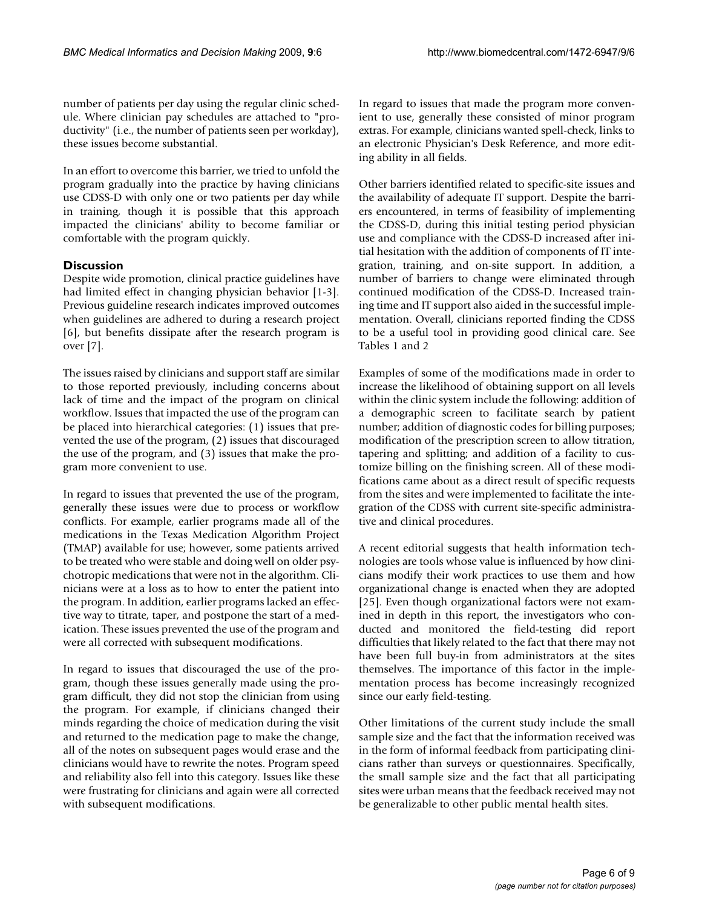number of patients per day using the regular clinic schedule. Where clinician pay schedules are attached to "productivity" (i.e., the number of patients seen per workday), these issues become substantial.

In an effort to overcome this barrier, we tried to unfold the program gradually into the practice by having clinicians use CDSS-D with only one or two patients per day while in training, though it is possible that this approach impacted the clinicians' ability to become familiar or comfortable with the program quickly.

## Discussion

Despite wide promotion, clinical practice guidelines have had limited effect in changing physician behavior [1-3]. Previous guideline research indicates improved outcomes when guidelines are adhered to during a research project [6], but benefits dissipate after the research program is over [7].

The issues raised by clinicians and support staff are similar to those reported previously, including concerns about lack of time and the impact of the program on clinical workflow. Issues that impacted the use of the program can be placed into hierarchical categories: (1) issues that prevented the use of the program, (2) issues that discouraged the use of the program, and (3) issues that make the program more convenient to use.

In regard to issues that prevented the use of the program, generally these issues were due to process or workflow conflicts. For example, earlier programs made all of the medications in the Texas Medication Algorithm Project (TMAP) available for use; however, some patients arrived to be treated who were stable and doing well on older psychotropic medications that were not in the algorithm. Clinicians were at a loss as to how to enter the patient into the program. In addition, earlier programs lacked an effective way to titrate, taper, and postpone the start of a medication. These issues prevented the use of the program and were all corrected with subsequent modifications.

In regard to issues that discouraged the use of the program, though these issues generally made using the program difficult, they did not stop the clinician from using the program. For example, if clinicians changed their minds regarding the choice of medication during the visit and returned to the medication page to make the change, all of the notes on subsequent pages would erase and the clinicians would have to rewrite the notes. Program speed and reliability also fell into this category. Issues like these were frustrating for clinicians and again were all corrected with subsequent modifications.

In regard to issues that made the program more convenient to use, generally these consisted of minor program extras. For example, clinicians wanted spell-check, links to an electronic Physician's Desk Reference, and more editing ability in all fields.

Other barriers identified related to specific-site issues and the availability of adequate IT support. Despite the barriers encountered, in terms of feasibility of implementing the CDSS-D, during this initial testing period physician use and compliance with the CDSS-D increased after initial hesitation with the addition of components of IT integration, training, and on-site support. In addition, a number of barriers to change were eliminated through continued modification of the CDSS-D. Increased training time and IT support also aided in the successful implementation. Overall, clinicians reported finding the CDSS to be a useful tool in providing good clinical care. See Tables 1 and 2

Examples of some of the modifications made in order to increase the likelihood of obtaining support on all levels within the clinic system include the following: addition of a demographic screen to facilitate search by patient number; addition of diagnostic codes for billing purposes; modification of the prescription screen to allow titration, tapering and splitting; and addition of a facility to customize billing on the finishing screen. All of these modifications came about as a direct result of specific requests from the sites and were implemented to facilitate the integration of the CDSS with current site-specific administrative and clinical procedures.

A recent editorial suggests that health information technologies are tools whose value is influenced by how clinicians modify their work practices to use them and how organizational change is enacted when they are adopted [25]. Even though organizational factors were not examined in depth in this report, the investigators who conducted and monitored the field-testing did report difficulties that likely related to the fact that there may not have been full buy-in from administrators at the sites themselves. The importance of this factor in the implementation process has become increasingly recognized since our early field-testing.

Other limitations of the current study include the small sample size and the fact that the information received was in the form of informal feedback from participating clinicians rather than surveys or questionnaires. Specifically, the small sample size and the fact that all participating sites were urban means that the feedback received may not be generalizable to other public mental health sites.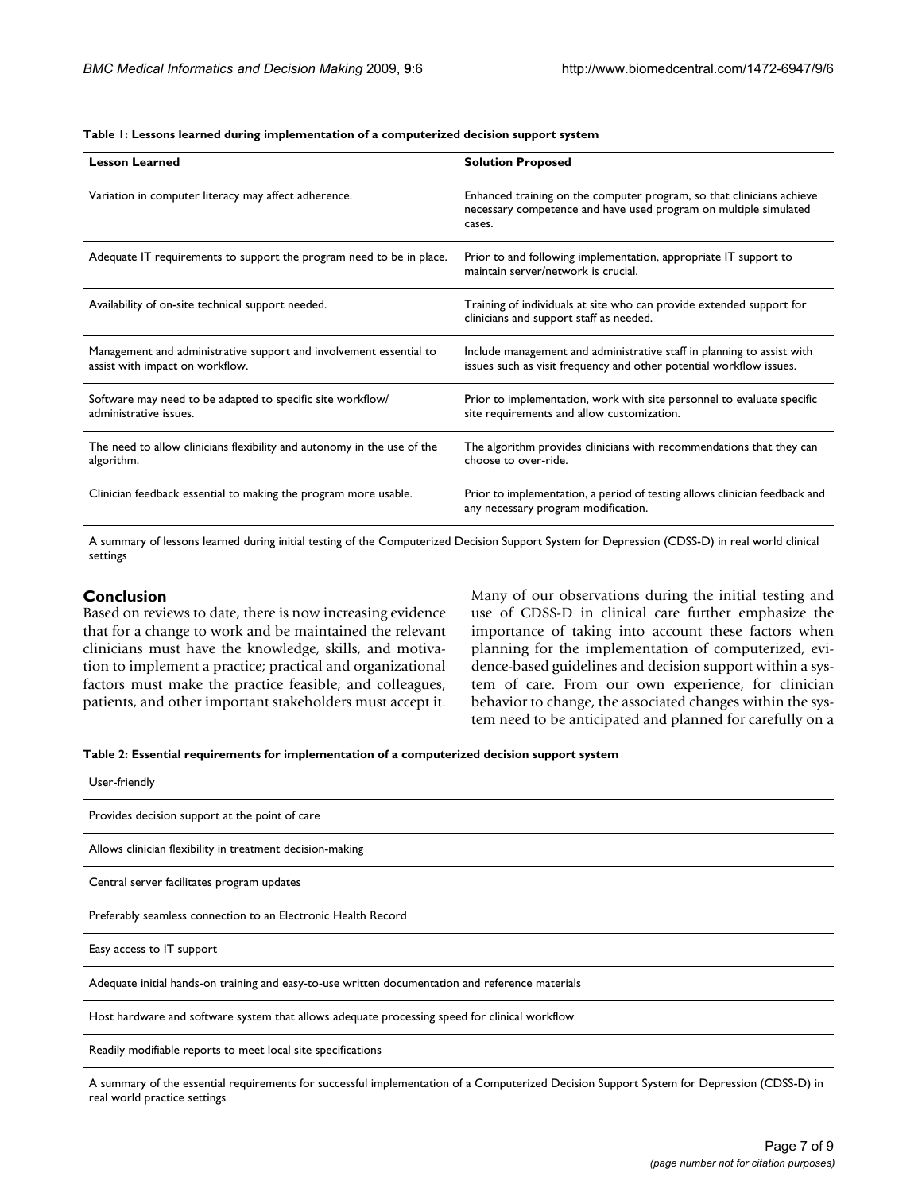**Table 1: Lessons learned during implementation of a computerized decision support system**

| Lesson Learned | Solution Proposed |
|---|---|
| Variation in computer literacy may affect adherence. | Enhanced training on the computer program, so that clinicians achieve necessary competence and have used program on multiple simulated cases. |
| Adequate IT requirements to support the program need to be in place. | Prior to and following implementation, appropriate IT support to maintain server/network is crucial. |
| Availability of on-site technical support needed. | Training of individuals at site who can provide extended support for clinicians and support staff as needed. |
| Management and administrative support and involvement essential to assist with impact on workflow. | Include management and administrative staff in planning to assist with issues such as visit frequency and other potential workflow issues. |
| Software may need to be adapted to specific site workflow/ administrative issues. | Prior to implementation, work with site personnel to evaluate specific site requirements and allow customization. |
| The need to allow clinicians flexibility and autonomy in the use of the algorithm. | The algorithm provides clinicians with recommendations that they can choose to over-ride. |
| Clinician feedback essential to making the program more usable. | Prior to implementation, a period of testing allows clinician feedback and any necessary program modification. |

A summary of lessons learned during initial testing of the Computerized Decision Support System for Depression (CDSS-D) in real world clinical settings

## Conclusion

Based on reviews to date, there is now increasing evidence that for a change to work and be maintained the relevant clinicians must have the knowledge, skills, and motivation to implement a practice; practical and organizational factors must make the practice feasible; and colleagues, patients, and other important stakeholders must accept it. Many of our observations during the initial testing and use of CDSS-D in clinical care further emphasize the importance of taking into account these factors when planning for the implementation of computerized, evidence-based guidelines and decision support within a system of care. From our own experience, for clinician behavior to change, the associated changes within the system need to be anticipated and planned for carefully on a

**Table 2: Essential requirements for implementation of a computerized decision support system**

| |
|---|
| User-friendly |
| Provides decision support at the point of care |
| Allows clinician flexibility in treatment decision-making |
| Central server facilitates program updates |
| Preferably seamless connection to an Electronic Health Record |
| Easy access to IT support |
| Adequate initial hands-on training and easy-to-use written documentation and reference materials |
| Host hardware and software system that allows adequate processing speed for clinical workflow |
| Readily modifiable reports to meet local site specifications |

A summary of the essential requirements for successful implementation of a Computerized Decision Support System for Depression (CDSS-D) in real world practice settings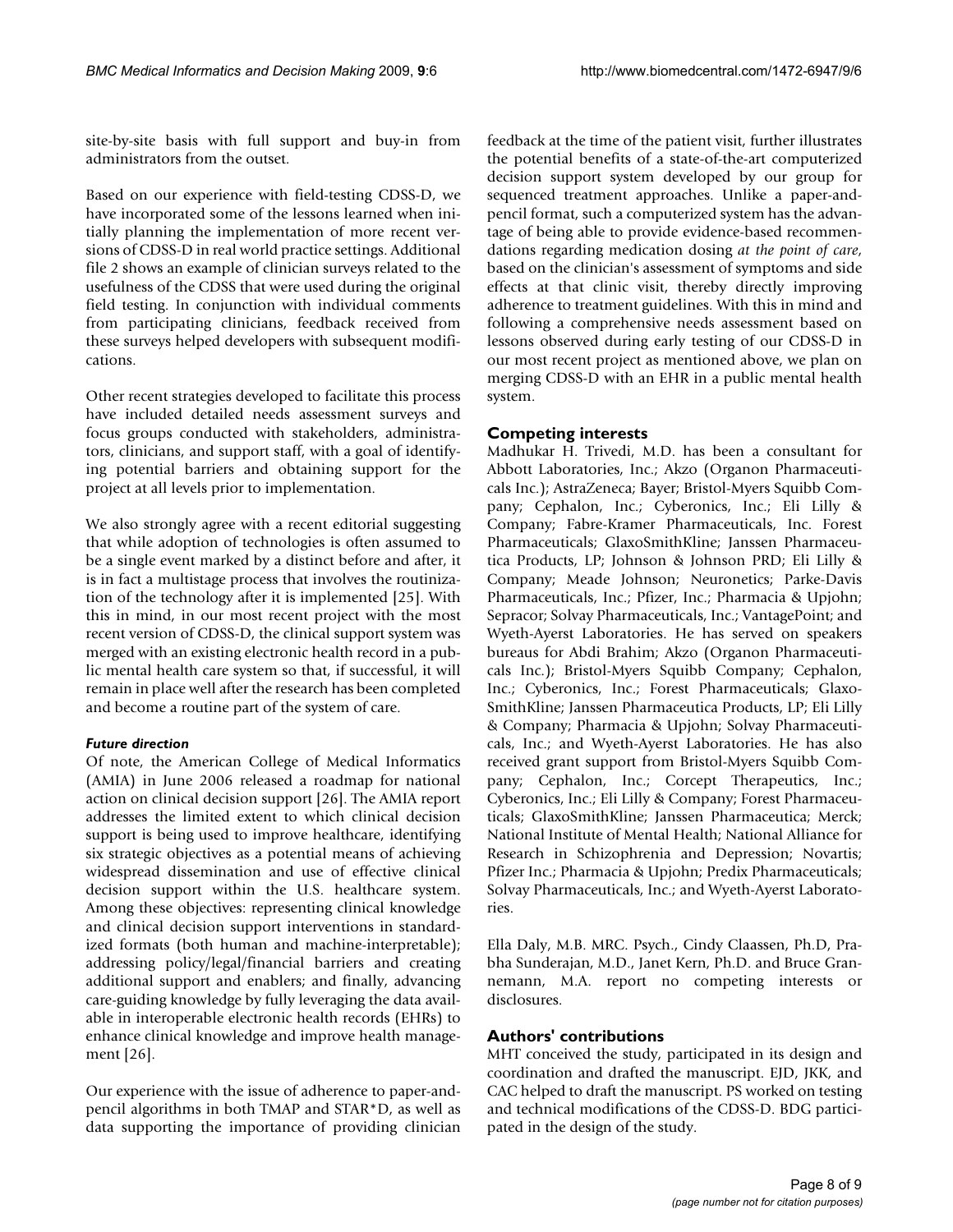site-by-site basis with full support and buy-in from administrators from the outset.

Based on our experience with field-testing CDSS-D, we have incorporated some of the lessons learned when initially planning the implementation of more recent versions of CDSS-D in real world practice settings. Additional file 2 shows an example of clinician surveys related to the usefulness of the CDSS that were used during the original field testing. In conjunction with individual comments from participating clinicians, feedback received from these surveys helped developers with subsequent modifications.

Other recent strategies developed to facilitate this process have included detailed needs assessment surveys and focus groups conducted with stakeholders, administrators, clinicians, and support staff, with a goal of identifying potential barriers and obtaining support for the project at all levels prior to implementation.

We also strongly agree with a recent editorial suggesting that while adoption of technologies is often assumed to be a single event marked by a distinct before and after, it is in fact a multistage process that involves the routinization of the technology after it is implemented [25]. With this in mind, in our most recent project with the most recent version of CDSS-D, the clinical support system was merged with an existing electronic health record in a public mental health care system so that, if successful, it will remain in place well after the research has been completed and become a routine part of the system of care.

#### *Future direction*

Of note, the American College of Medical Informatics (AMIA) in June 2006 released a roadmap for national action on clinical decision support [26]. The AMIA report addresses the limited extent to which clinical decision support is being used to improve healthcare, identifying six strategic objectives as a potential means of achieving widespread dissemination and use of effective clinical decision support within the U.S. healthcare system. Among these objectives: representing clinical knowledge and clinical decision support interventions in standardized formats (both human and machine-interpretable); addressing policy/legal/financial barriers and creating additional support and enablers; and finally, advancing care-guiding knowledge by fully leveraging the data available in interoperable electronic health records (EHRs) to enhance clinical knowledge and improve health management [26].

Our experience with the issue of adherence to paper-and-pencil algorithms in both TMAP and STAR*D, as well as data supporting the importance of providing clinician feedback at the time of the patient visit, further illustrates the potential benefits of a state-of-the-art computerized decision support system developed by our group for sequenced treatment approaches. Unlike a paper-and-pencil format, such a computerized system has the advantage of being able to provide evidence-based recommendations regarding medication dosing *at the point of care*, based on the clinician's assessment of symptoms and side effects at that clinic visit, thereby directly improving adherence to treatment guidelines. With this in mind and following a comprehensive needs assessment based on lessons observed during early testing of our CDSS-D in our most recent project as mentioned above, we plan on merging CDSS-D with an EHR in a public mental health system.

## Competing interests

Madhukar H. Trivedi, M.D. has been a consultant for Abbott Laboratories, Inc.; Akzo (Organon Pharmaceuticals Inc.); AstraZeneca; Bayer; Bristol-Myers Squibb Company; Cephalon, Inc.; Cyberonics, Inc.; Eli Lilly & Company; Fabre-Kramer Pharmaceuticals, Inc. Forest Pharmaceuticals; GlaxoSmithKline; Janssen Pharmaceutica Products, LP; Johnson & Johnson PRD; Eli Lilly & Company; Meade Johnson; Neuronetics; Parke-Davis Pharmaceuticals, Inc.; Pfizer, Inc.; Pharmacia & Upjohn; Sepracor; Solvay Pharmaceuticals, Inc.; VantagePoint; and Wyeth-Ayerst Laboratories. He has served on speakers bureaus for Abdi Brahim; Akzo (Organon Pharmaceuticals Inc.); Bristol-Myers Squibb Company; Cephalon, Inc.; Cyberonics, Inc.; Forest Pharmaceuticals; GlaxoSmithKline; Janssen Pharmaceutica Products, LP; Eli Lilly & Company; Pharmacia & Upjohn; Solvay Pharmaceuticals, Inc.; and Wyeth-Ayerst Laboratories. He has also received grant support from Bristol-Myers Squibb Company; Cephalon, Inc.; Corcept Therapeutics, Inc.; Cyberonics, Inc.; Eli Lilly & Company; Forest Pharmaceuticals; GlaxoSmithKline; Janssen Pharmaceutica; Merck; National Institute of Mental Health; National Alliance for Research in Schizophrenia and Depression; Novartis; Pfizer Inc.; Pharmacia & Upjohn; Predix Pharmaceuticals; Solvay Pharmaceuticals, Inc.; and Wyeth-Ayerst Laboratories.

Ella Daly, M.B. MRC. Psych., Cindy Claassen, Ph.D, Prabha Sunderajan, M.D., Janet Kern, Ph.D. and Bruce Grannemann, M.A. report no competing interests or disclosures.

## Authors' contributions

MHT conceived the study, participated in its design and coordination and drafted the manuscript. EJD, JKK, and CAC helped to draft the manuscript. PS worked on testing and technical modifications of the CDSS-D. BDG participated in the design of the study.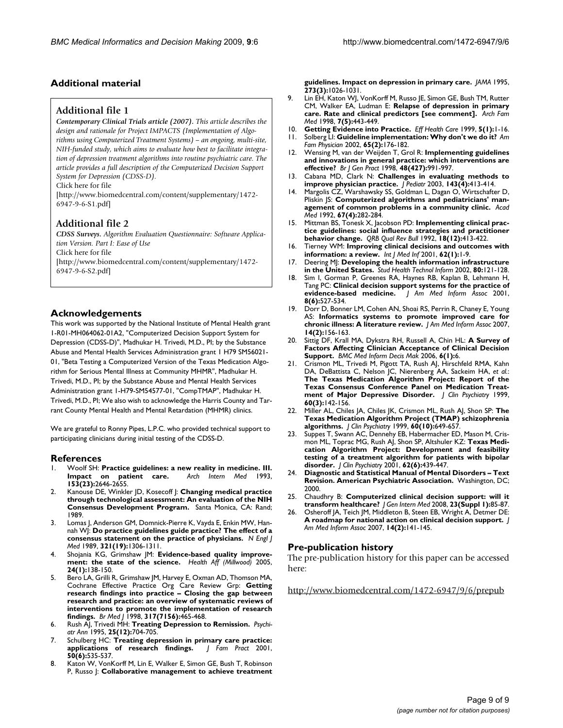## Additional material

### Additional file 1

*Contemporary Clinical Trials article (2007). This article describes the design and rationale for Project IMPACTS (Implementation of Algorithms using Computerized Treatment Systems) – an ongoing, multi-site, NIH-funded study, which aims to evaluate how best to facilitate integration of depression treatment algorithms into routine psychiatric care. The article provides a full description of the Computerized Decision Support System for Depression (CDSS-D).*

Click here for file

[http://www.biomedcentral.com/content/supplementary/1472-6947-9-6-S1.pdf]

### Additional file 2

*CDSS Surveys. Algorithm Evaluation Questionnaire: Software Application Version. Part I: Ease of Use*

Click here for file

[http://www.biomedcentral.com/content/supplementary/1472-6947-9-6-S2.pdf]

## Acknowledgements

This work was supported by the National Institute of Mental Health grant 1-R01-MH064062-01A2, "Computerized Decision Support System for Depression (CDSS-D)", Madhukar H. Trivedi, M.D., PI; by the Substance Abuse and Mental Health Services Administration grant 1 H79 SM56021-01, "Beta Testing a Computerized Version of the Texas Medication Algorithm for Serious Mental Illness at Community MHMR", Madhukar H. Trivedi, M.D., PI; by the Substance Abuse and Mental Health Services Administration grant 1-H79-SM54577-01, "CompTMAP", Madhukar H. Trivedi, M.D., PI; We also wish to acknowledge the Harris County and Tarrant County Mental Health and Mental Retardation (MHMR) clinics.

We are grateful to Ronny Pipes, L.P.C. who provided technical support to participating clinicians during initial testing of the CDSS-D.

## References

1. Woolf SH: **Practice guidelines: a new reality in medicine. III. Impact on patient care.** *Arch Intern Med* 1993, **153(23):**2646-2655.
2. Kanouse DE, Winkler JD, Kosecoff J: **Changing medical practice through technological assessment: An evaluation of the NIH Consensus Development Program.** Santa Monica, CA: Rand; 1989.
3. Lomas J, Anderson GM, Domnick-Pierre K, Vayda E, Enkin MW, Hannah WJ: **Do practice guidelines guide practice? The effect of a consensus statement on the practice of physicians.** *N Engl J Med* 1989, **321(19):**1306-1311.
4. Shojania KG, Grimshaw JM: **Evidence-based quality improvement: the state of the science.** *Health Aff (Millwood)* 2005, **24(1):**138-150.
5. Bero LA, Grilli R, Grimshaw JM, Harvey E, Oxman AD, Thomson MA, Cochrane Effective Practice Org Care Review Grp: **Getting research findings into practice – Closing the gap between research and practice: an overview of systematic reviews of interventions to promote the implementation of research findings.** *Br Med J* 1998, **317(7156):**465-468.
6. Rush AJ, Trivedi MH: **Treating Depression to Remission.** *Psychiatr Ann* 1995, **25(12):**704-705.
7. Schulberg HC: **Treating depression in primary care practice: applications of research findings.** *J Fam Pract* 2001, **50(6):**535-537.
8. Katon W, VonKorff M, Lin E, Walker E, Simon GE, Bush T, Robinson P, Russo J: **Collaborative management to achieve treatment guidelines. Impact on depression in primary care.** *JAMA* 1995, **273(3):**1026-1031.
9. Lin EH, Katon WJ, VonKorff M, Russo JE, Simon GE, Bush TM, Rutter CM, Walker EA, Ludman E: **Relapse of depression in primary care. Rate and clinical predictors [see comment].** *Arch Fam Med* 1998, **7(5):**443-449.
10. **Getting Evidence into Practice.** *Eff Health Care* 1999, **5(1):**1-16.
11. Solberg LI: **Guideline implementation: Why don't we do it?** *Am Fam Physician* 2002, **65(2):**176-182.
12. Wensing M, van der Weijden T, Grol R: **Implementing guidelines and innovations in general practice: which interventions are effective?** *Br J Gen Pract* 1998, **48(427):**991-997.
13. Cabana MD, Clark N: **Challenges in evaluating methods to improve physician practice.** *J Pediatr* 2003, **143(4):**413-414.
14. Margolis CZ, Warshawsky SS, Goldman L, Dagan O, Wirtschafter D, Pliskin JS: **Computerized algorithms and pediatricians' management of common problems in a community clinic.** *Acad Med* 1992, **67(4):**282-284.
15. Mittman BS, Tonesk X, Jacobson PD: **Implementing clinical practice guidelines: social influence strategies and practitioner behavior change.** *QRB Qual Rev Bull* 1992, **18(12):**413-422.
16. Tierney WM: **Improving clinical decisions and outcomes with information: a review.** *Int J Med Inf* 2001, **62(1):**1-9.
17. Deering MJ: **Developing the health information infrastructure in the United States.** *Stud Health Technol Inform* 2002, **80:**121-128.
18. Sim I, Gorman P, Greenes RA, Haynes RB, Kaplan B, Lehmann H, Tang PC: **Clinical decision support systems for the practice of evidence-based medicine.** *J Am Med Inform Assoc* 2001, **8(6):**527-534.
19. Dorr D, Bonner LM, Cohen AN, Shoai RS, Perrin R, Chaney E, Young AS: **Informatics systems to promote improved care for chronic illness: A literature review.** *J Am Med Inform Assoc* 2007, **14(2):**156-163.
20. Sittig DF, Krall MA, Dykstra RH, Russell A, Chin HL: **A Survey of Factors Affecting Clinician Acceptance of Clinical Decision Support.** *BMC Med Inform Decis Mak* 2006, **6(1):**6.
21. Crismon ML, Trivedi M, Pigott TA, Rush AJ, Hirschfeld RMA, Kahn DA, DeBattista C, Nelson JC, Nierenberg AA, Sackeim HA, *et al.*: **The Texas Medication Algorithm Project: Report of the Texas Consensus Conference Panel on Medication Treatment of Major Depressive Disorder.** *J Clin Psychiatry* 1999, **60(3):**142-156.
22. Miller AL, Chiles JA, Chiles JK, Crismon ML, Rush AJ, Shon SP: **The Texas Medication Algorithm Project (TMAP) schizophrenia algorithms.** *J Clin Psychiatry* 1999, **60(10):**649-657.
23. Suppes T, Swann AC, Dennehy EB, Habermacher ED, Mason M, Crismon ML, Toprac MG, Rush AJ, Shon SP, Altshuler KZ: **Texas Medication Algorithm Project: Development and feasibility testing of a treatment algorithm for patients with bipolar disorder.** *J Clin Psychiatry* 2001, **62(6):**439-447.
24. **Diagnostic and Statistical Manual of Mental Disorders – Text Revision. American Psychiatric Association.** Washington, DC; 2000.
25. Chaudhry B: **Computerized clinical decision support: will it transform healthcare?** *J Gen Intern Med* 2008, **23(Suppl 1):**85-87.
26. Osheroff JA, Teich JM, Middleton B, Steen EB, Wright A, Detmer DE: **A roadmap for national action on clinical decision support.** *J Am Med Inform Assoc* 2007, **14(2):**141-145.

## Pre-publication history

The pre-publication history for this paper can be accessed here:

http://www.biomedcentral.com/1472-6947/9/6/prepub